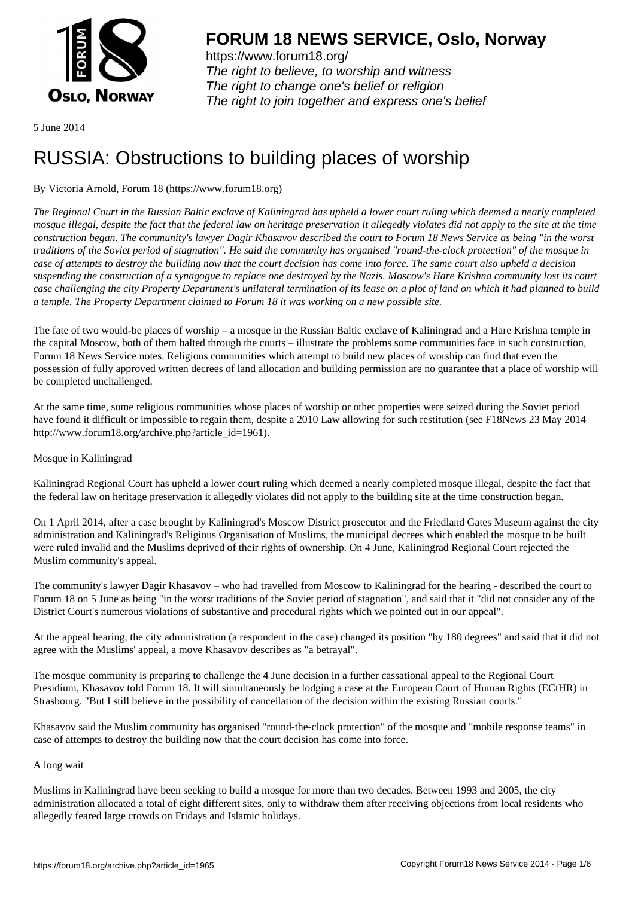# FORUM 18 NEWS SERVICE, Oslo, Norway

https://www.forum18.org/
*The right to believe, to worship and witness*
*The right to change one's belief or religion*
*The right to join together and express one's belief*

5 June 2014

# RUSSIA: Obstructions to building places of worship

By Victoria Arnold, Forum 18 (https://www.forum18.org)

*The Regional Court in the Russian Baltic exclave of Kaliningrad has upheld a lower court ruling which deemed a nearly completed mosque illegal, despite the fact that the federal law on heritage preservation it allegedly violates did not apply to the site at the time construction began. The community's lawyer Dagir Khasavov described the court to Forum 18 News Service as being "in the worst traditions of the Soviet period of stagnation". He said the community has organised "round-the-clock protection" of the mosque in case of attempts to destroy the building now that the court decision has come into force. The same court also upheld a decision suspending the construction of a synagogue to replace one destroyed by the Nazis. Moscow's Hare Krishna community lost its court case challenging the city Property Department's unilateral termination of its lease on a plot of land on which it had planned to build a temple. The Property Department claimed to Forum 18 it was working on a new possible site.*

The fate of two would-be places of worship – a mosque in the Russian Baltic exclave of Kaliningrad and a Hare Krishna temple in the capital Moscow, both of them halted through the courts – illustrate the problems some communities face in such construction, Forum 18 News Service notes. Religious communities which attempt to build new places of worship can find that even the possession of fully approved written decrees of land allocation and building permission are no guarantee that a place of worship will be completed unchallenged.

At the same time, some religious communities whose places of worship or other properties were seized during the Soviet period have found it difficult or impossible to regain them, despite a 2010 Law allowing for such restitution (see F18News 23 May 2014 http://www.forum18.org/archive.php?article_id=1961).

Mosque in Kaliningrad

Kaliningrad Regional Court has upheld a lower court ruling which deemed a nearly completed mosque illegal, despite the fact that the federal law on heritage preservation it allegedly violates did not apply to the building site at the time construction began.

On 1 April 2014, after a case brought by Kaliningrad's Moscow District prosecutor and the Friedland Gates Museum against the city administration and Kaliningrad's Religious Organisation of Muslims, the municipal decrees which enabled the mosque to be built were ruled invalid and the Muslims deprived of their rights of ownership. On 4 June, Kaliningrad Regional Court rejected the Muslim community's appeal.

The community's lawyer Dagir Khasavov – who had travelled from Moscow to Kaliningrad for the hearing - described the court to Forum 18 on 5 June as being "in the worst traditions of the Soviet period of stagnation", and said that it "did not consider any of the District Court's numerous violations of substantive and procedural rights which we pointed out in our appeal".

At the appeal hearing, the city administration (a respondent in the case) changed its position "by 180 degrees" and said that it did not agree with the Muslims' appeal, a move Khasavov describes as "a betrayal".

The mosque community is preparing to challenge the 4 June decision in a further cassational appeal to the Regional Court Presidium, Khasavov told Forum 18. It will simultaneously be lodging a case at the European Court of Human Rights (ECtHR) in Strasbourg. "But I still believe in the possibility of cancellation of the decision within the existing Russian courts."

Khasavov said the Muslim community has organised "round-the-clock protection" of the mosque and "mobile response teams" in case of attempts to destroy the building now that the court decision has come into force.

A long wait

Muslims in Kaliningrad have been seeking to build a mosque for more than two decades. Between 1993 and 2005, the city administration allocated a total of eight different sites, only to withdraw them after receiving objections from local residents who allegedly feared large crowds on Fridays and Islamic holidays.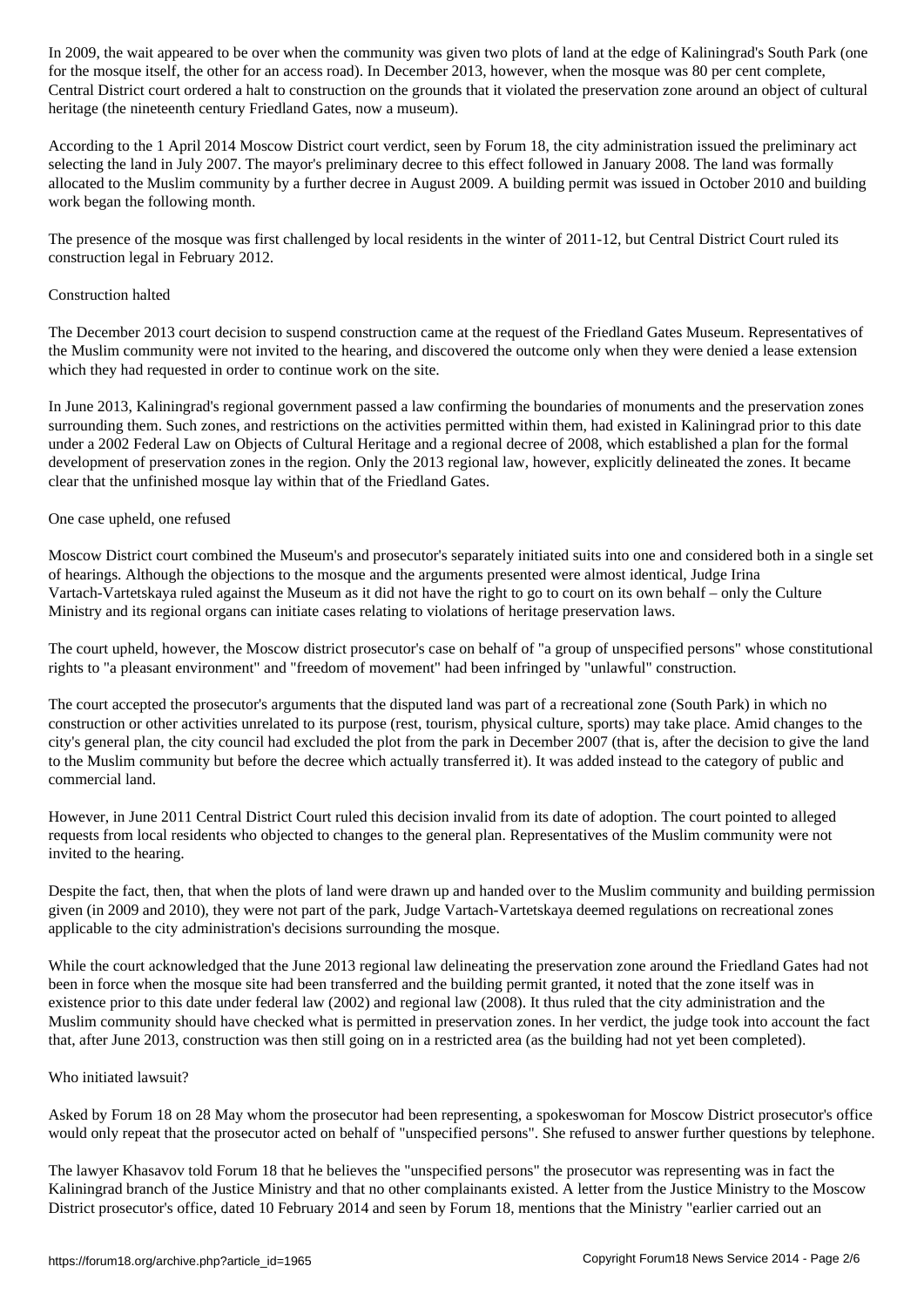In 2009, the wait appeared to be over when the community was given two plots of land at the edge of Kaliningrad's South Park (one for the mosque itself, the other for an access road). In December 2013, however, when the mosque was 80 per cent complete, Central District court ordered a halt to construction on the grounds that it violated the preservation zone around an object of cultural heritage (the nineteenth century Friedland Gates, now a museum).

According to the 1 April 2014 Moscow District court verdict, seen by Forum 18, the city administration issued the preliminary act selecting the land in July 2007. The mayor's preliminary decree to this effect followed in January 2008. The land was formally allocated to the Muslim community by a further decree in August 2009. A building permit was issued in October 2010 and building work began the following month.

The presence of the mosque was first challenged by local residents in the winter of 2011-12, but Central District Court ruled its construction legal in February 2012.

## Construction halted

The December 2013 court decision to suspend construction came at the request of the Friedland Gates Museum. Representatives of the Muslim community were not invited to the hearing, and discovered the outcome only when they were denied a lease extension which they had requested in order to continue work on the site.

In June 2013, Kaliningrad's regional government passed a law confirming the boundaries of monuments and the preservation zones surrounding them. Such zones, and restrictions on the activities permitted within them, had existed in Kaliningrad prior to this date under a 2002 Federal Law on Objects of Cultural Heritage and a regional decree of 2008, which established a plan for the formal development of preservation zones in the region. Only the 2013 regional law, however, explicitly delineated the zones. It became clear that the unfinished mosque lay within that of the Friedland Gates.

## One case upheld, one refused

Moscow District court combined the Museum's and prosecutor's separately initiated suits into one and considered both in a single set of hearings. Although the objections to the mosque and the arguments presented were almost identical, Judge Irina Vartach-Vartetskaya ruled against the Museum as it did not have the right to go to court on its own behalf – only the Culture Ministry and its regional organs can initiate cases relating to violations of heritage preservation laws.

The court upheld, however, the Moscow district prosecutor's case on behalf of "a group of unspecified persons" whose constitutional rights to "a pleasant environment" and "freedom of movement" had been infringed by "unlawful" construction.

The court accepted the prosecutor's arguments that the disputed land was part of a recreational zone (South Park) in which no construction or other activities unrelated to its purpose (rest, tourism, physical culture, sports) may take place. Amid changes to the city's general plan, the city council had excluded the plot from the park in December 2007 (that is, after the decision to give the land to the Muslim community but before the decree which actually transferred it). It was added instead to the category of public and commercial land.

However, in June 2011 Central District Court ruled this decision invalid from its date of adoption. The court pointed to alleged requests from local residents who objected to changes to the general plan. Representatives of the Muslim community were not invited to the hearing.

Despite the fact, then, that when the plots of land were drawn up and handed over to the Muslim community and building permission given (in 2009 and 2010), they were not part of the park, Judge Vartach-Vartetskaya deemed regulations on recreational zones applicable to the city administration's decisions surrounding the mosque.

While the court acknowledged that the June 2013 regional law delineating the preservation zone around the Friedland Gates had not been in force when the mosque site had been transferred and the building permit granted, it noted that the zone itself was in existence prior to this date under federal law (2002) and regional law (2008). It thus ruled that the city administration and the Muslim community should have checked what is permitted in preservation zones. In her verdict, the judge took into account the fact that, after June 2013, construction was then still going on in a restricted area (as the building had not yet been completed).

## Who initiated lawsuit?

Asked by Forum 18 on 28 May whom the prosecutor had been representing, a spokeswoman for Moscow District prosecutor's office would only repeat that the prosecutor acted on behalf of "unspecified persons". She refused to answer further questions by telephone.

The lawyer Khasavov told Forum 18 that he believes the "unspecified persons" the prosecutor was representing was in fact the Kaliningrad branch of the Justice Ministry and that no other complainants existed. A letter from the Justice Ministry to the Moscow District prosecutor's office, dated 10 February 2014 and seen by Forum 18, mentions that the Ministry "earlier carried out an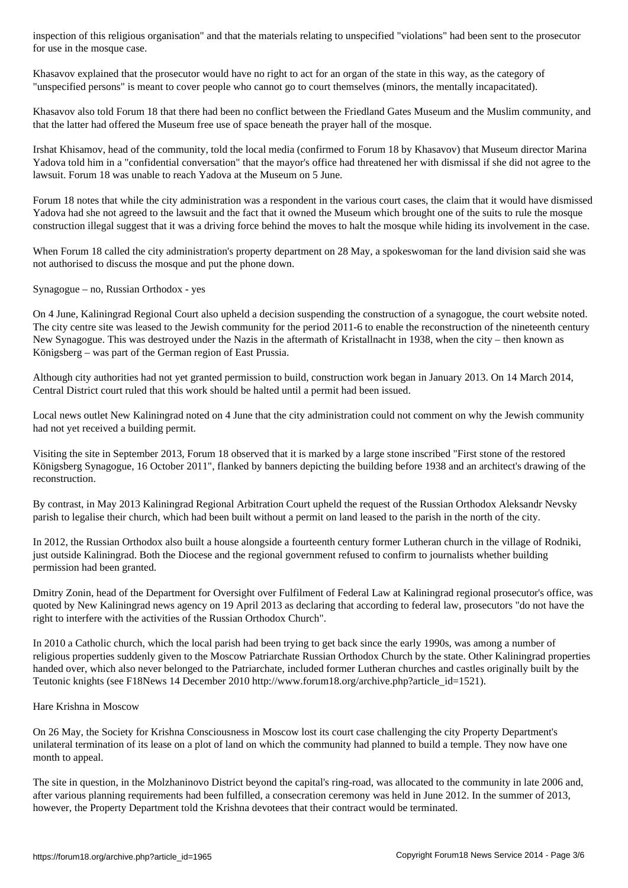inspection of this religious organisation" and that the materials relating to unspecified "violations" had been sent to the prosecutor for use in the mosque case.

Khasavov explained that the prosecutor would have no right to act for an organ of the state in this way, as the category of "unspecified persons" is meant to cover people who cannot go to court themselves (minors, the mentally incapacitated).

Khasavov also told Forum 18 that there had been no conflict between the Friedland Gates Museum and the Muslim community, and that the latter had offered the Museum free use of space beneath the prayer hall of the mosque.

Irshat Khisamov, head of the community, told the local media (confirmed to Forum 18 by Khasavov) that Museum director Marina Yadova told him in a "confidential conversation" that the mayor's office had threatened her with dismissal if she did not agree to the lawsuit. Forum 18 was unable to reach Yadova at the Museum on 5 June.

Forum 18 notes that while the city administration was a respondent in the various court cases, the claim that it would have dismissed Yadova had she not agreed to the lawsuit and the fact that it owned the Museum which brought one of the suits to rule the mosque construction illegal suggest that it was a driving force behind the moves to halt the mosque while hiding its involvement in the case.

When Forum 18 called the city administration's property department on 28 May, a spokeswoman for the land division said she was not authorised to discuss the mosque and put the phone down.

## Synagogue – no, Russian Orthodox - yes

On 4 June, Kaliningrad Regional Court also upheld a decision suspending the construction of a synagogue, the court website noted. The city centre site was leased to the Jewish community for the period 2011-6 to enable the reconstruction of the nineteenth century New Synagogue. This was destroyed under the Nazis in the aftermath of Kristallnacht in 1938, when the city – then known as Königsberg – was part of the German region of East Prussia.

Although city authorities had not yet granted permission to build, construction work began in January 2013. On 14 March 2014, Central District court ruled that this work should be halted until a permit had been issued.

Local news outlet New Kaliningrad noted on 4 June that the city administration could not comment on why the Jewish community had not yet received a building permit.

Visiting the site in September 2013, Forum 18 observed that it is marked by a large stone inscribed "First stone of the restored Königsberg Synagogue, 16 October 2011", flanked by banners depicting the building before 1938 and an architect's drawing of the reconstruction.

By contrast, in May 2013 Kaliningrad Regional Arbitration Court upheld the request of the Russian Orthodox Aleksandr Nevsky parish to legalise their church, which had been built without a permit on land leased to the parish in the north of the city.

In 2012, the Russian Orthodox also built a house alongside a fourteenth century former Lutheran church in the village of Rodniki, just outside Kaliningrad. Both the Diocese and the regional government refused to confirm to journalists whether building permission had been granted.

Dmitry Zonin, head of the Department for Oversight over Fulfilment of Federal Law at Kaliningrad regional prosecutor's office, was quoted by New Kaliningrad news agency on 19 April 2013 as declaring that according to federal law, prosecutors "do not have the right to interfere with the activities of the Russian Orthodox Church".

In 2010 a Catholic church, which the local parish had been trying to get back since the early 1990s, was among a number of religious properties suddenly given to the Moscow Patriarchate Russian Orthodox Church by the state. Other Kaliningrad properties handed over, which also never belonged to the Patriarchate, included former Lutheran churches and castles originally built by the Teutonic knights (see F18News 14 December 2010 http://www.forum18.org/archive.php?article_id=1521).

## Hare Krishna in Moscow

On 26 May, the Society for Krishna Consciousness in Moscow lost its court case challenging the city Property Department's unilateral termination of its lease on a plot of land on which the community had planned to build a temple. They now have one month to appeal.

The site in question, in the Molzhaninovo District beyond the capital's ring-road, was allocated to the community in late 2006 and, after various planning requirements had been fulfilled, a consecration ceremony was held in June 2012. In the summer of 2013, however, the Property Department told the Krishna devotees that their contract would be terminated.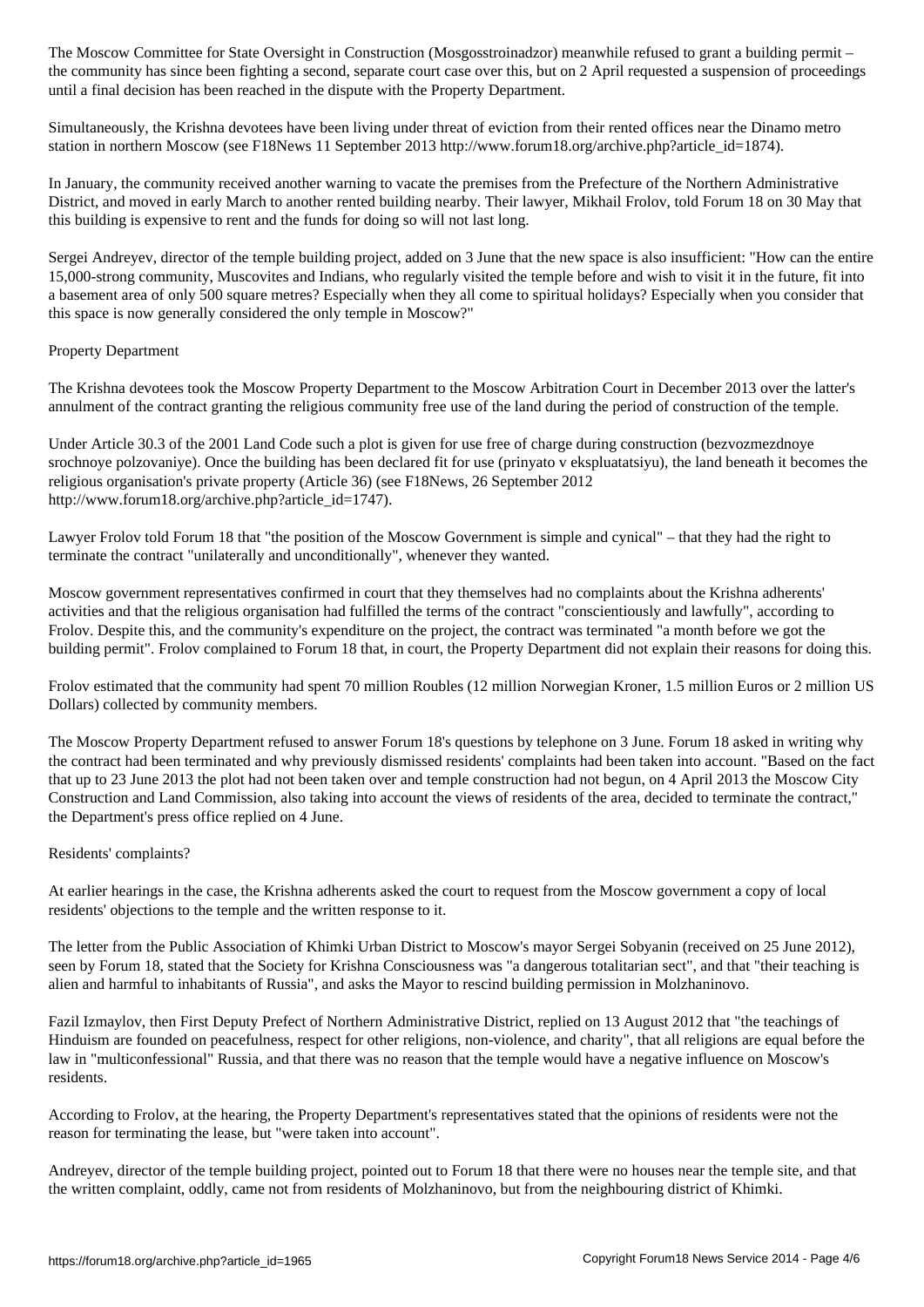The Moscow Committee for State Oversight in Construction (Mosgosstroinadzor) meanwhile refused to grant a building permit – the community has since been fighting a second, separate court case over this, but on 2 April requested a suspension of proceedings until a final decision has been reached in the dispute with the Property Department.

Simultaneously, the Krishna devotees have been living under threat of eviction from their rented offices near the Dinamo metro station in northern Moscow (see F18News 11 September 2013 http://www.forum18.org/archive.php?article_id=1874).

In January, the community received another warning to vacate the premises from the Prefecture of the Northern Administrative District, and moved in early March to another rented building nearby. Their lawyer, Mikhail Frolov, told Forum 18 on 30 May that this building is expensive to rent and the funds for doing so will not last long.

Sergei Andreyev, director of the temple building project, added on 3 June that the new space is also insufficient: "How can the entire 15,000-strong community, Muscovites and Indians, who regularly visited the temple before and wish to visit it in the future, fit into a basement area of only 500 square metres? Especially when they all come to spiritual holidays? Especially when you consider that this space is now generally considered the only temple in Moscow?"

## Property Department

The Krishna devotees took the Moscow Property Department to the Moscow Arbitration Court in December 2013 over the latter's annulment of the contract granting the religious community free use of the land during the period of construction of the temple.

Under Article 30.3 of the 2001 Land Code such a plot is given for use free of charge during construction (bezvozmezdnoye srochnoye polzovaniye). Once the building has been declared fit for use (prinyato v ekspluatatsiyu), the land beneath it becomes the religious organisation's private property (Article 36) (see F18News, 26 September 2012 http://www.forum18.org/archive.php?article_id=1747).

Lawyer Frolov told Forum 18 that "the position of the Moscow Government is simple and cynical" – that they had the right to terminate the contract "unilaterally and unconditionally", whenever they wanted.

Moscow government representatives confirmed in court that they themselves had no complaints about the Krishna adherents' activities and that the religious organisation had fulfilled the terms of the contract "conscientiously and lawfully", according to Frolov. Despite this, and the community's expenditure on the project, the contract was terminated "a month before we got the building permit". Frolov complained to Forum 18 that, in court, the Property Department did not explain their reasons for doing this.

Frolov estimated that the community had spent 70 million Roubles (12 million Norwegian Kroner, 1.5 million Euros or 2 million US Dollars) collected by community members.

The Moscow Property Department refused to answer Forum 18's questions by telephone on 3 June. Forum 18 asked in writing why the contract had been terminated and why previously dismissed residents' complaints had been taken into account. "Based on the fact that up to 23 June 2013 the plot had not been taken over and temple construction had not begun, on 4 April 2013 the Moscow City Construction and Land Commission, also taking into account the views of residents of the area, decided to terminate the contract," the Department's press office replied on 4 June.

## Residents' complaints?

At earlier hearings in the case, the Krishna adherents asked the court to request from the Moscow government a copy of local residents' objections to the temple and the written response to it.

The letter from the Public Association of Khimki Urban District to Moscow's mayor Sergei Sobyanin (received on 25 June 2012), seen by Forum 18, stated that the Society for Krishna Consciousness was "a dangerous totalitarian sect", and that "their teaching is alien and harmful to inhabitants of Russia", and asks the Mayor to rescind building permission in Molzhaninovo.

Fazil Izmaylov, then First Deputy Prefect of Northern Administrative District, replied on 13 August 2012 that "the teachings of Hinduism are founded on peacefulness, respect for other religions, non-violence, and charity", that all religions are equal before the law in "multiconfessional" Russia, and that there was no reason that the temple would have a negative influence on Moscow's residents.

According to Frolov, at the hearing, the Property Department's representatives stated that the opinions of residents were not the reason for terminating the lease, but "were taken into account".

Andreyev, director of the temple building project, pointed out to Forum 18 that there were no houses near the temple site, and that the written complaint, oddly, came not from residents of Molzhaninovo, but from the neighbouring district of Khimki.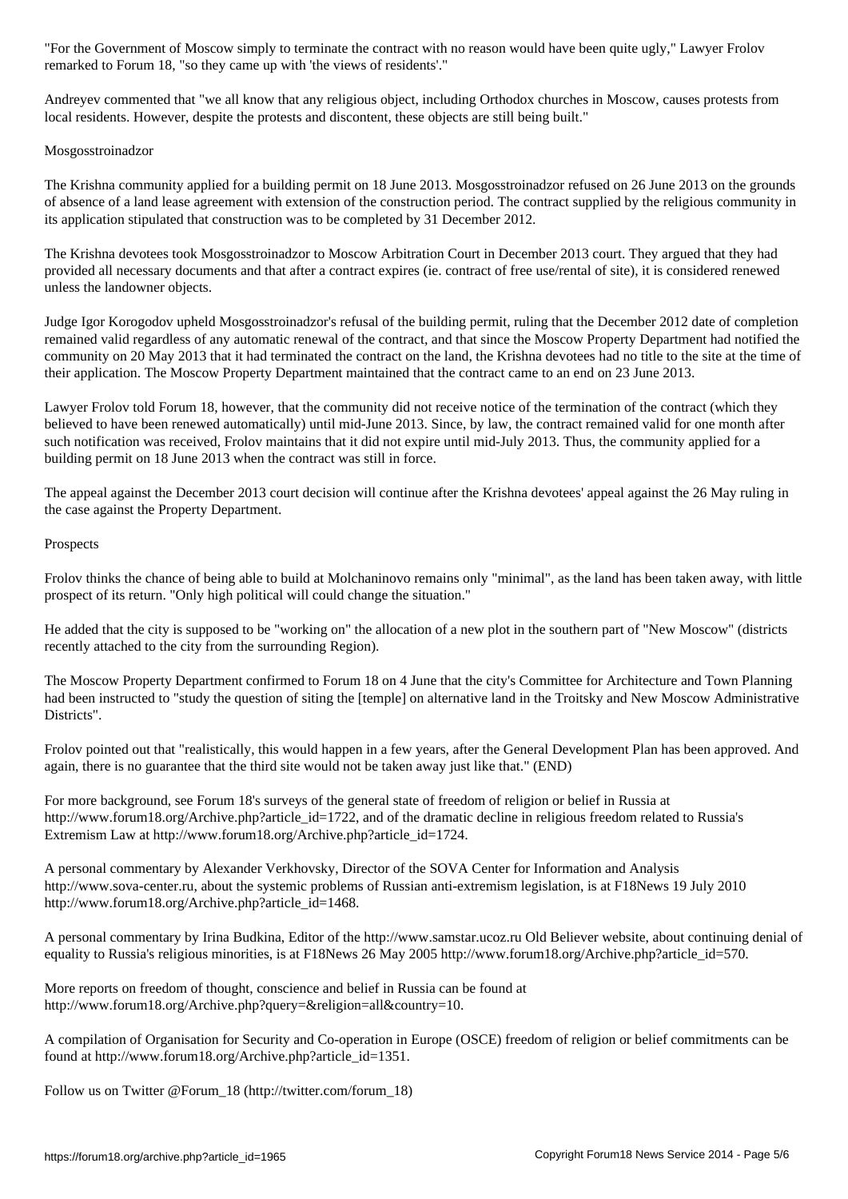"For the Government of Moscow simply to terminate the contract with no reason would have been quite ugly," Lawyer Frolov remarked to Forum 18, "so they came up with 'the views of residents'."

Andreyev commented that "we all know that any religious object, including Orthodox churches in Moscow, causes protests from local residents. However, despite the protests and discontent, these objects are still being built."

Mosgosstroinadzor

The Krishna community applied for a building permit on 18 June 2013. Mosgosstroinadzor refused on 26 June 2013 on the grounds of absence of a land lease agreement with extension of the construction period. The contract supplied by the religious community in its application stipulated that construction was to be completed by 31 December 2012.

The Krishna devotees took Mosgosstroinadzor to Moscow Arbitration Court in December 2013 court. They argued that they had provided all necessary documents and that after a contract expires (ie. contract of free use/rental of site), it is considered renewed unless the landowner objects.

Judge Igor Korogodov upheld Mosgosstroinadzor's refusal of the building permit, ruling that the December 2012 date of completion remained valid regardless of any automatic renewal of the contract, and that since the Moscow Property Department had notified the community on 20 May 2013 that it had terminated the contract on the land, the Krishna devotees had no title to the site at the time of their application. The Moscow Property Department maintained that the contract came to an end on 23 June 2013.

Lawyer Frolov told Forum 18, however, that the community did not receive notice of the termination of the contract (which they believed to have been renewed automatically) until mid-June 2013. Since, by law, the contract remained valid for one month after such notification was received, Frolov maintains that it did not expire until mid-July 2013. Thus, the community applied for a building permit on 18 June 2013 when the contract was still in force.

The appeal against the December 2013 court decision will continue after the Krishna devotees' appeal against the 26 May ruling in the case against the Property Department.

Prospects

Frolov thinks the chance of being able to build at Molchaninovo remains only "minimal", as the land has been taken away, with little prospect of its return. "Only high political will could change the situation."

He added that the city is supposed to be "working on" the allocation of a new plot in the southern part of "New Moscow" (districts recently attached to the city from the surrounding Region).

The Moscow Property Department confirmed to Forum 18 on 4 June that the city's Committee for Architecture and Town Planning had been instructed to "study the question of siting the [temple] on alternative land in the Troitsky and New Moscow Administrative Districts".

Frolov pointed out that "realistically, this would happen in a few years, after the General Development Plan has been approved. And again, there is no guarantee that the third site would not be taken away just like that." (END)

For more background, see Forum 18's surveys of the general state of freedom of religion or belief in Russia at http://www.forum18.org/Archive.php?article_id=1722, and of the dramatic decline in religious freedom related to Russia's Extremism Law at http://www.forum18.org/Archive.php?article_id=1724.

A personal commentary by Alexander Verkhovsky, Director of the SOVA Center for Information and Analysis http://www.sova-center.ru, about the systemic problems of Russian anti-extremism legislation, is at F18News 19 July 2010 http://www.forum18.org/Archive.php?article_id=1468.

A personal commentary by Irina Budkina, Editor of the http://www.samstar.ucoz.ru Old Believer website, about continuing denial of equality to Russia's religious minorities, is at F18News 26 May 2005 http://www.forum18.org/Archive.php?article_id=570.

More reports on freedom of thought, conscience and belief in Russia can be found at http://www.forum18.org/Archive.php?query=&religion=all&country=10.

A compilation of Organisation for Security and Co-operation in Europe (OSCE) freedom of religion or belief commitments can be found at http://www.forum18.org/Archive.php?article_id=1351.

Follow us on Twitter @Forum_18 (http://twitter.com/forum_18)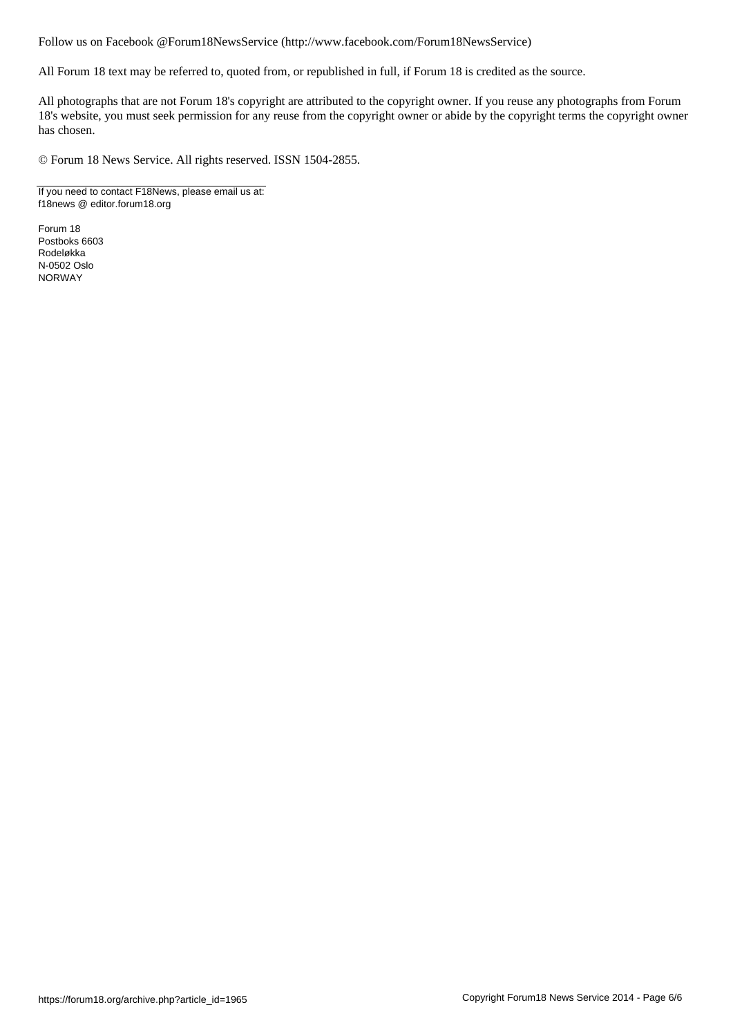Follow us on Facebook @Forum18NewsService (http://www.facebook.com/Forum18NewsService)

All Forum 18 text may be referred to, quoted from, or republished in full, if Forum 18 is credited as the source.

All photographs that are not Forum 18's copyright are attributed to the copyright owner. If you reuse any photographs from Forum 18's website, you must seek permission for any reuse from the copyright owner or abide by the copyright terms the copyright owner has chosen.

© Forum 18 News Service. All rights reserved. ISSN 1504-2855.

If you need to contact F18News, please email us at:
f18news @ editor.forum18.org

Forum 18
Postboks 6603
Rodeløkka
N-0502 Oslo
NORWAY